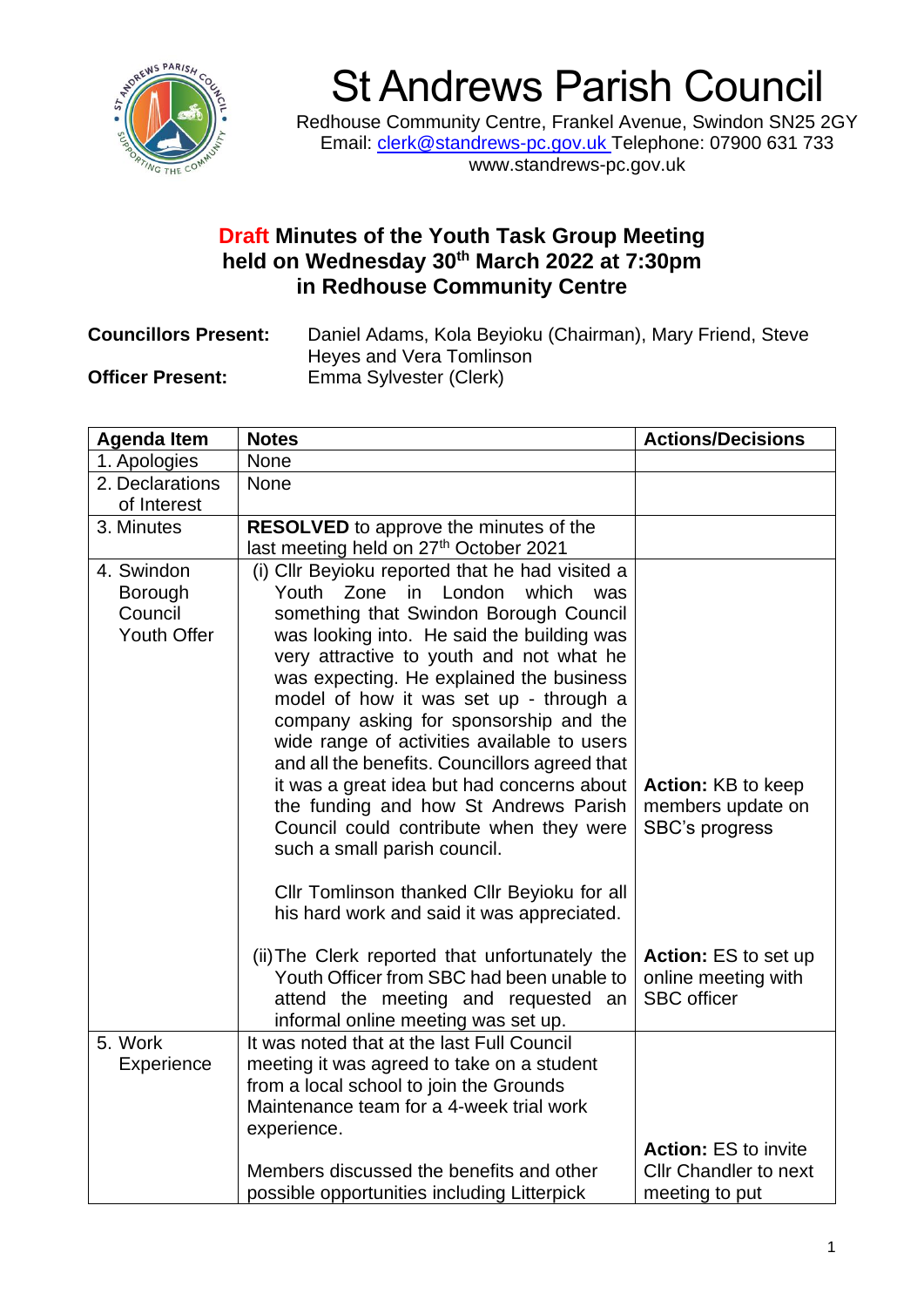# St Andrews Parish Council

Redhouse Community Centre, Frankel Avenue, Swindon SN25 2GY
Email: clerk@standrews-pc.gov.uk Telephone: 07900 631 733
www.standrews-pc.gov.uk

## Draft Minutes of the Youth Task Group Meeting held on Wednesday 30th March 2022 at 7:30pm in Redhouse Community Centre

**Councillors Present:** Daniel Adams, Kola Beyioku (Chairman), Mary Friend, Steve Heyes and Vera Tomlinson

**Officer Present:** Emma Sylvester (Clerk)

| Agenda Item | Notes | Actions/Decisions |
|---|---|---|
| 1. Apologies | None | |
| 2. Declarations of Interest | None | |
| 3. Minutes | **RESOLVED** to approve the minutes of the last meeting held on 27th October 2021 | |
| 4. Swindon Borough Council Youth Offer | (i) Cllr Beyioku reported that he had visited a Youth Zone in London which was something that Swindon Borough Council was looking into. He said the building was very attractive to youth and not what he was expecting. He explained the business model of how it was set up - through a company asking for sponsorship and the wide range of activities available to users and all the benefits. Councillors agreed that it was a great idea but had concerns about the funding and how St Andrews Parish Council could contribute when they were such a small parish council.<br><br>Cllr Tomlinson thanked Cllr Beyioku for all his hard work and said it was appreciated. | **Action:** KB to keep members update on SBC's progress |
| | (ii) The Clerk reported that unfortunately the Youth Officer from SBC had been unable to attend the meeting and requested an informal online meeting was set up. | **Action:** ES to set up online meeting with SBC officer |
| 5. Work Experience | It was noted that at the last Full Council meeting it was agreed to take on a student from a local school to join the Grounds Maintenance team for a 4-week trial work experience.<br><br>Members discussed the benefits and other possible opportunities including Litterpick | **Action:** ES to invite Cllr Chandler to next meeting to put |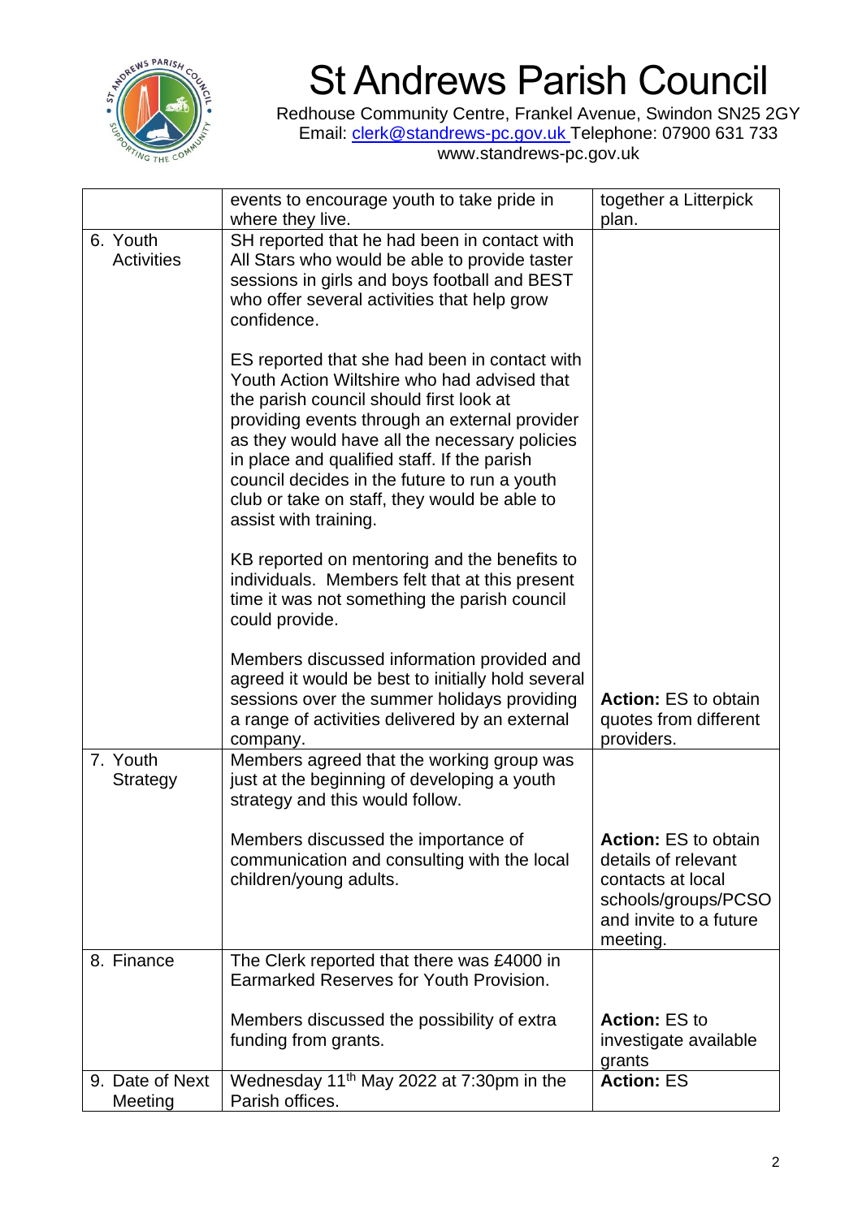# St Andrews Parish Council

Redhouse Community Centre, Frankel Avenue, Swindon SN25 2GY
Email: clerk@standrews-pc.gov.uk Telephone: 07900 631 733
www.standrews-pc.gov.uk

| | | |
|---|---|---|
| | events to encourage youth to take pride in where they live. | together a Litterpick plan. |
| 6. Youth Activities | SH reported that he had been in contact with All Stars who would be able to provide taster sessions in girls and boys football and BEST who offer several activities that help grow confidence.<br><br>ES reported that she had been in contact with Youth Action Wiltshire who had advised that the parish council should first look at providing events through an external provider as they would have all the necessary policies in place and qualified staff. If the parish council decides in the future to run a youth club or take on staff, they would be able to assist with training.<br><br>KB reported on mentoring and the benefits to individuals. Members felt that at this present time it was not something the parish council could provide.<br><br>Members discussed information provided and agreed it would be best to initially hold several sessions over the summer holidays providing a range of activities delivered by an external company. | **Action:** ES to obtain quotes from different providers. |
| 7. Youth Strategy | Members agreed that the working group was just at the beginning of developing a youth strategy and this would follow.<br><br>Members discussed the importance of communication and consulting with the local children/young adults. | **Action:** ES to obtain details of relevant contacts at local schools/groups/PCSO and invite to a future meeting. |
| 8. Finance | The Clerk reported that there was £4000 in Earmarked Reserves for Youth Provision.<br><br>Members discussed the possibility of extra funding from grants. | **Action:** ES to investigate available grants |
| 9. Date of Next Meeting | Wednesday 11th May 2022 at 7:30pm in the Parish offices. | **Action:** ES |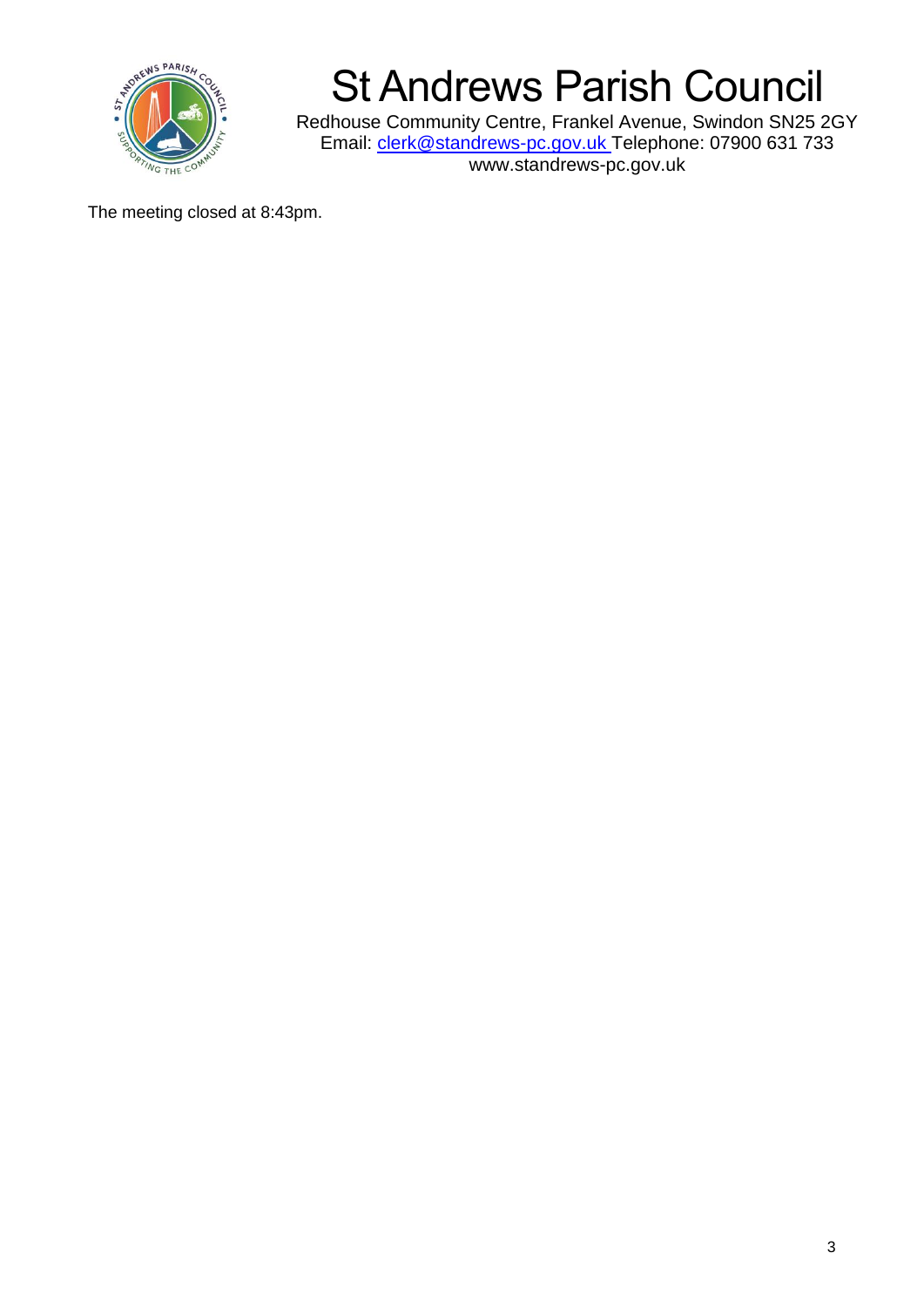# St Andrews Parish Council

Redhouse Community Centre, Frankel Avenue, Swindon SN25 2GY
Email: clerk@standrews-pc.gov.uk Telephone: 07900 631 733
www.standrews-pc.gov.uk

The meeting closed at 8:43pm.